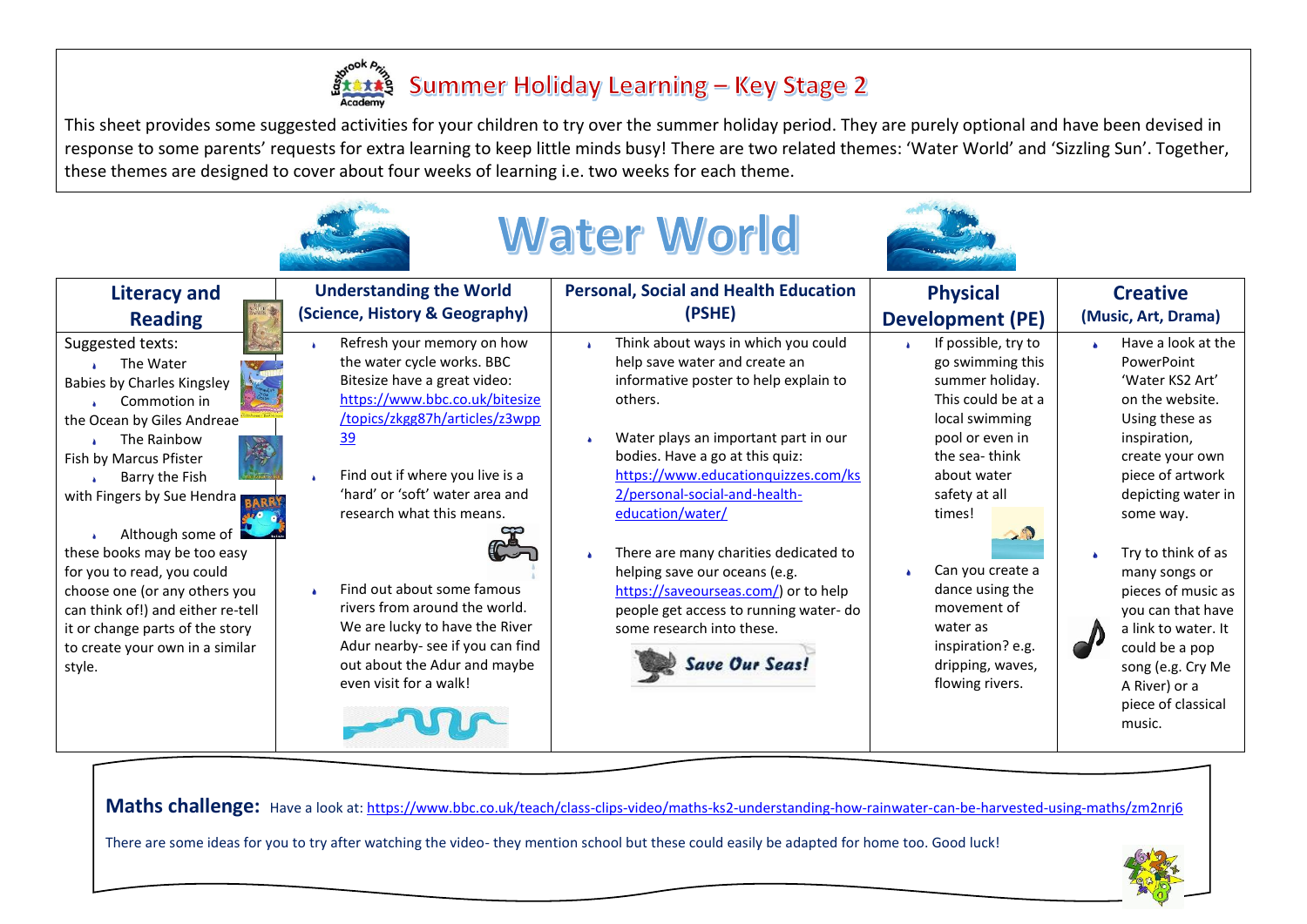# Summer Holiday Learning – Key Stage 2

This sheet provides some suggested activities for your children to try over the summer holiday period. They are purely optional and have been devised in response to some parents' requests for extra learning to keep little minds busy! There are two related themes: 'Water World' and 'Sizzling Sun'. Together, these themes are designed to cover about four weeks of learning i.e. two weeks for each theme.

## Water World

| Literacy and Reading | Understanding the World (Science, History & Geography) | Personal, Social and Health Education (PSHE) | Physical Development (PE) | Creative (Music, Art, Drama) |
|---|---|---|---|---|
| Suggested texts:<br>• The Water Babies by Charles Kingsley<br>• Commotion in the Ocean by Giles Andreae<br>• The Rainbow Fish by Marcus Pfister<br>• Barry the Fish with Fingers by Sue Hendra<br><br>• Although some of these books may be too easy for you to read, you could choose one (or any others you can think of!) and either re-tell it or change parts of the story to create your own in a similar style. | • Refresh your memory on how the water cycle works. BBC Bitesize have a great video: https://www.bbc.co.uk/bitesize/topics/zkgg87h/articles/z3wpp39<br><br>• Find out if where you live is a 'hard' or 'soft' water area and research what this means.<br><br>• Find out about some famous rivers from around the world. We are lucky to have the River Adur nearby- see if you can find out about the Adur and maybe even visit for a walk! | • Think about ways in which you could help save water and create an informative poster to help explain to others.<br><br>• Water plays an important part in our bodies. Have a go at this quiz: https://www.educationquizzes.com/ks2/personal-social-and-health-education/water/<br><br>• There are many charities dedicated to helping save our oceans (e.g. https://saveourseas.com/) or to help people get access to running water- do some research into these. | • If possible, try to go swimming this summer holiday. This could be at a local swimming pool or even in the sea- think about water safety at all times!<br><br>• Can you create a dance using the movement of water as inspiration? e.g. dripping, waves, flowing rivers. | • Have a look at the PowerPoint 'Water KS2 Art' on the website. Using these as inspiration, create your own piece of artwork depicting water in some way.<br><br>• Try to think of as many songs or pieces of music as you can that have a link to water. It could be a pop song (e.g. Cry Me A River) or a piece of classical music. |

**Maths challenge:** Have a look at: https://www.bbc.co.uk/teach/class-clips-video/maths-ks2-understanding-how-rainwater-can-be-harvested-using-maths/zm2nrj6

There are some ideas for you to try after watching the video- they mention school but these could easily be adapted for home too. Good luck!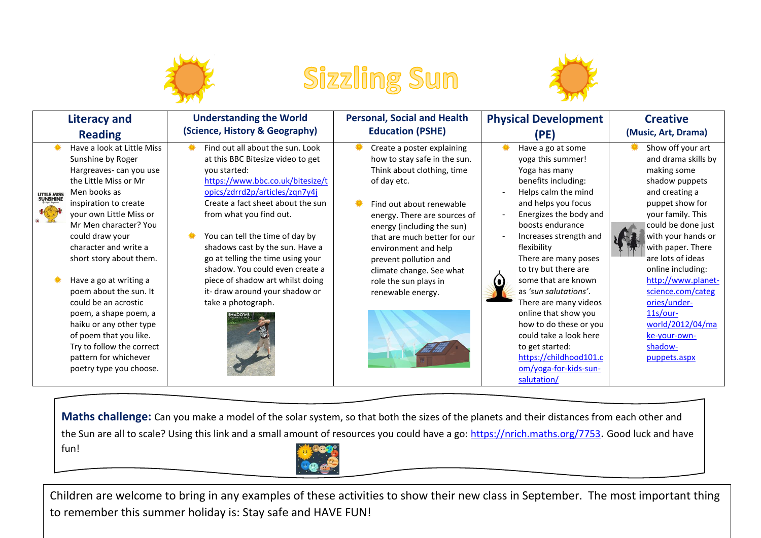# Sizzling Sun

| Literacy and Reading | Understanding the World (Science, History & Geography) | Personal, Social and Health Education (PSHE) | Physical Development (PE) | Creative (Music, Art, Drama) |
|---|---|---|---|---|
| Have a look at Little Miss Sunshine by Roger Hargreaves- can you use the Little Miss or Mr Men books as inspiration to create your own Little Miss or Mr Men character? You could draw your character and write a short story about them.<br><br>Have a go at writing a poem about the sun. It could be an acrostic poem, a shape poem, a haiku or any other type of poem that you like. Try to follow the correct pattern for whichever poetry type you choose. | Find out all about the sun. Look at this BBC Bitesize video to get you started: https://www.bbc.co.uk/bitesize/topics/zdrrd2p/articles/zqn7y4j Create a fact sheet about the sun from what you find out.<br><br>You can tell the time of day by shadows cast by the sun. Have a go at telling the time using your shadow. You could even create a piece of shadow art whilst doing it- draw around your shadow or take a photograph. | Create a poster explaining how to stay safe in the sun. Think about clothing, time of day etc.<br><br>Find out about renewable energy. There are sources of energy (including the sun) that are much better for our environment and help prevent pollution and climate change. See what role the sun plays in renewable energy. | Have a go at some yoga this summer! Yoga has many benefits including:<br>- Helps calm the mind and helps you focus<br>- Energizes the body and boosts endurance<br>- Increases strength and flexibility<br>There are many poses to try but there are some that are known as *'sun salutations'*. There are many videos online that show you how to do these or you could take a look here to get started: https://childhood101.com/yoga-for-kids-sun-salutation/ | Show off your art and drama skills by making some shadow puppets and creating a puppet show for your family. This could be done just with your hands or with paper. There are lots of ideas online including: http://www.planet-science.com/categories/under-11s/our-world/2012/04/make-your-own-shadow-puppets.aspx |

**Maths challenge:** Can you make a model of the solar system, so that both the sizes of the planets and their distances from each other and the Sun are all to scale? Using this link and a small amount of resources you could have a go: https://nrich.maths.org/7753. Good luck and have fun!

Children are welcome to bring in any examples of these activities to show their new class in September. The most important thing to remember this summer holiday is: Stay safe and HAVE FUN!